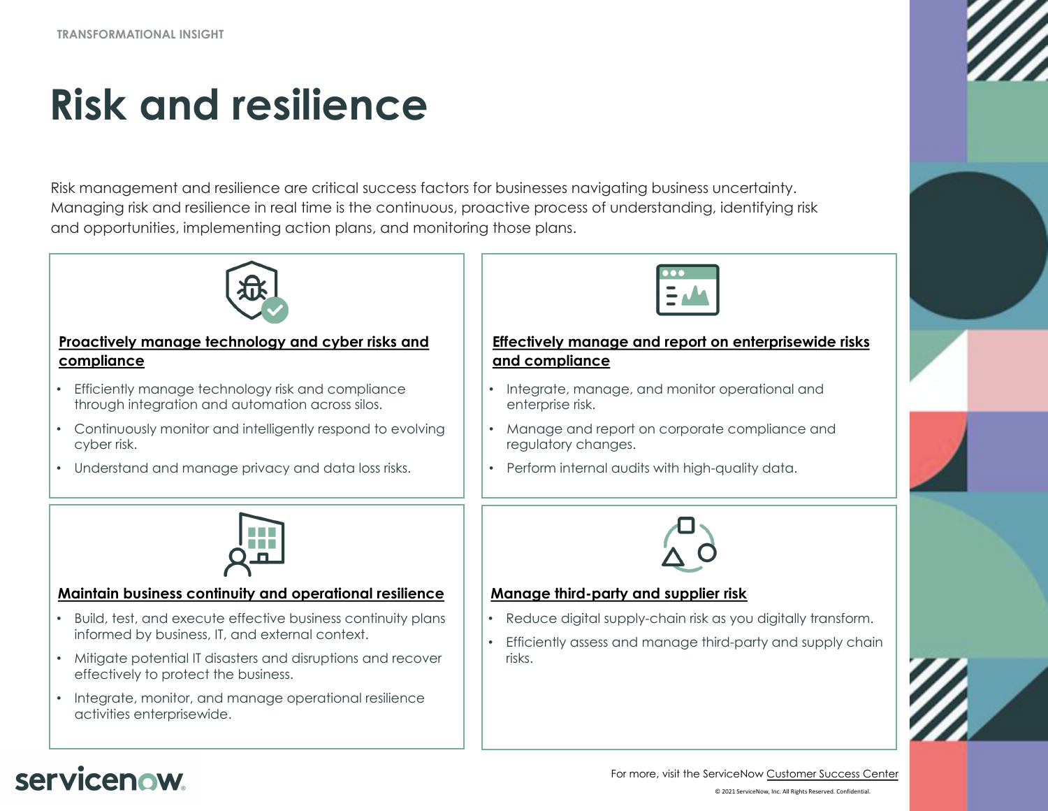TRANSFORMATIONAL INSIGHT

# Risk and resilience

Risk management and resilience are critical success factors for businesses navigating business uncertainty. Managing risk and resilience in real time is the continuous, proactive process of understanding, identifying risk and opportunities, implementing action plans, and monitoring those plans.

### Proactively manage technology and cyber risks and compliance

- Efficiently manage technology risk and compliance through integration and automation across silos.
- Continuously monitor and intelligently respond to evolving cyber risk.
- Understand and manage privacy and data loss risks.

### Effectively manage and report on enterprisewide risks and compliance

- Integrate, manage, and monitor operational and enterprise risk.
- Manage and report on corporate compliance and regulatory changes.
- Perform internal audits with high-quality data.

### Maintain business continuity and operational resilience

- Build, test, and execute effective business continuity plans informed by business, IT, and external context.
- Mitigate potential IT disasters and disruptions and recover effectively to protect the business.
- Integrate, monitor, and manage operational resilience activities enterprisewide.

### Manage third-party and supplier risk

- Reduce digital supply-chain risk as you digitally transform.
- Efficiently assess and manage third-party and supply chain risks.

servicenow

For more, visit the ServiceNow Customer Success Center

© 2021 ServiceNow, Inc. All Rights Reserved. Confidential.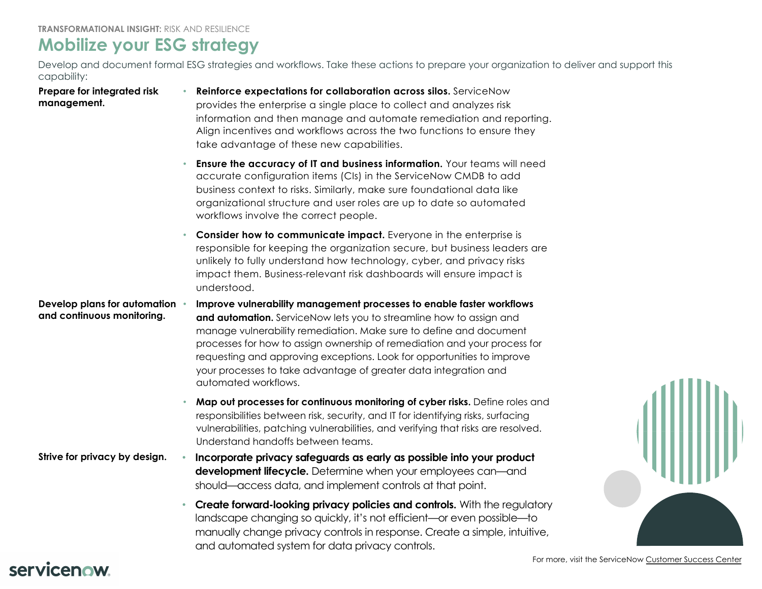**TRANSFORMATIONAL INSIGHT:** RISK AND RESILIENCE

# Mobilize your ESG strategy

Develop and document formal ESG strategies and workflows. Take these actions to prepare your organization to deliver and support this capability:

### Prepare for integrated risk management.

- **Reinforce expectations for collaboration across silos.** ServiceNow provides the enterprise a single place to collect and analyzes risk information and then manage and automate remediation and reporting. Align incentives and workflows across the two functions to ensure they take advantage of these new capabilities.
- **Ensure the accuracy of IT and business information.** Your teams will need accurate configuration items (CIs) in the ServiceNow CMDB to add business context to risks. Similarly, make sure foundational data like organizational structure and user roles are up to date so automated workflows involve the correct people.
- **Consider how to communicate impact.** Everyone in the enterprise is responsible for keeping the organization secure, but business leaders are unlikely to fully understand how technology, cyber, and privacy risks impact them. Business-relevant risk dashboards will ensure impact is understood.

### Develop plans for automation and continuous monitoring.

- **Improve vulnerability management processes to enable faster workflows and automation.** ServiceNow lets you to streamline how to assign and manage vulnerability remediation. Make sure to define and document processes for how to assign ownership of remediation and your process for requesting and approving exceptions. Look for opportunities to improve your processes to take advantage of greater data integration and automated workflows.
- **Map out processes for continuous monitoring of cyber risks.** Define roles and responsibilities between risk, security, and IT for identifying risks, surfacing vulnerabilities, patching vulnerabilities, and verifying that risks are resolved. Understand handoffs between teams.

### Strive for privacy by design.

- **Incorporate privacy safeguards as early as possible into your product development lifecycle.** Determine when your employees can—and should—access data, and implement controls at that point.
- **Create forward-looking privacy policies and controls.** With the regulatory landscape changing so quickly, it's not efficient—or even possible—to manually change privacy controls in response. Create a simple, intuitive, and automated system for data privacy controls.

For more, visit the ServiceNow Customer Success Center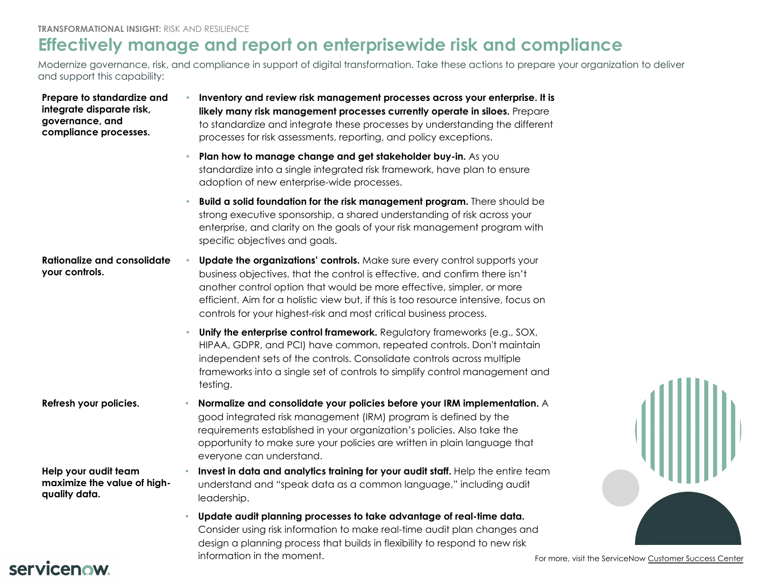TRANSFORMATIONAL INSIGHT: RISK AND RESILIENCE

# Effectively manage and report on enterprisewide risk and compliance

Modernize governance, risk, and compliance in support of digital transformation. Take these actions to prepare your organization to deliver and support this capability:

**Prepare to standardize and integrate disparate risk, governance, and compliance processes.**

- **Inventory and review risk management processes across your enterprise. It is likely many risk management processes currently operate in siloes.** Prepare to standardize and integrate these processes by understanding the different processes for risk assessments, reporting, and policy exceptions.
- **Plan how to manage change and get stakeholder buy-in.** As you standardize into a single integrated risk framework, have plan to ensure adoption of new enterprise-wide processes.
- **Build a solid foundation for the risk management program.** There should be strong executive sponsorship, a shared understanding of risk across your enterprise, and clarity on the goals of your risk management program with specific objectives and goals.

**Rationalize and consolidate your controls.**

- **Update the organizations' controls.** Make sure every control supports your business objectives, that the control is effective, and confirm there isn't another control option that would be more effective, simpler, or more efficient. Aim for a holistic view but, if this is too resource intensive, focus on controls for your highest-risk and most critical business process.
- **Unify the enterprise control framework.** Regulatory frameworks (e.g., SOX, HIPAA, GDPR, and PCI) have common, repeated controls. Don't maintain independent sets of the controls. Consolidate controls across multiple frameworks into a single set of controls to simplify control management and testing.

**Refresh your policies.**

- **Normalize and consolidate your policies before your IRM implementation.** A good integrated risk management (IRM) program is defined by the requirements established in your organization's policies. Also take the opportunity to make sure your policies are written in plain language that everyone can understand.

**Help your audit team maximize the value of high-quality data.**

- **Invest in data and analytics training for your audit staff.** Help the entire team understand and "speak data as a common language," including audit leadership.
- **Update audit planning processes to take advantage of real-time data.** Consider using risk information to make real-time audit plan changes and design a planning process that builds in flexibility to respond to new risk information in the moment.

For more, visit the ServiceNow Customer Success Center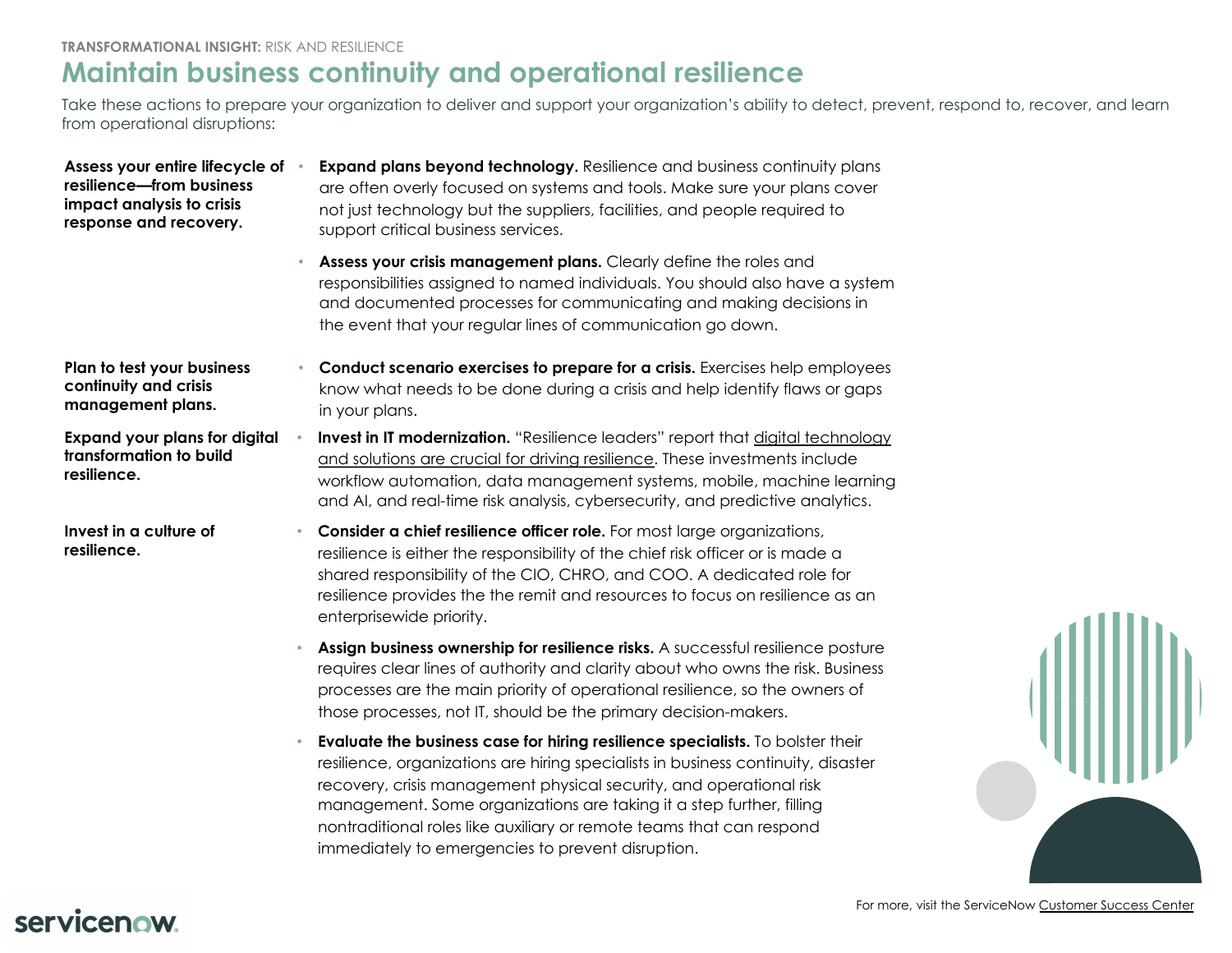**TRANSFORMATIONAL INSIGHT:** RISK AND RESILIENCE

# Maintain business continuity and operational resilience

Take these actions to prepare your organization to deliver and support your organization's ability to detect, prevent, respond to, recover, and learn from operational disruptions:

**Assess your entire lifecycle of resilience—from business impact analysis to crisis response and recovery.**

- **Expand plans beyond technology.** Resilience and business continuity plans are often overly focused on systems and tools. Make sure your plans cover not just technology but the suppliers, facilities, and people required to support critical business services.
- **Assess your crisis management plans.** Clearly define the roles and responsibilities assigned to named individuals. You should also have a system and documented processes for communicating and making decisions in the event that your regular lines of communication go down.

**Plan to test your business continuity and crisis management plans.**

- **Conduct scenario exercises to prepare for a crisis.** Exercises help employees know what needs to be done during a crisis and help identify flaws or gaps in your plans.

**Expand your plans for digital transformation to build resilience.**

- **Invest in IT modernization.** "Resilience leaders" report that digital technology and solutions are crucial for driving resilience. These investments include workflow automation, data management systems, mobile, machine learning and AI, and real-time risk analysis, cybersecurity, and predictive analytics.

**Invest in a culture of resilience.**

- **Consider a chief resilience officer role.** For most large organizations, resilience is either the responsibility of the chief risk officer or is made a shared responsibility of the CIO, CHRO, and COO. A dedicated role for resilience provides the the remit and resources to focus on resilience as an enterprisewide priority.
- **Assign business ownership for resilience risks.** A successful resilience posture requires clear lines of authority and clarity about who owns the risk. Business processes are the main priority of operational resilience, so the owners of those processes, not IT, should be the primary decision-makers.
- **Evaluate the business case for hiring resilience specialists.** To bolster their resilience, organizations are hiring specialists in business continuity, disaster recovery, crisis management physical security, and operational risk management. Some organizations are taking it a step further, filling nontraditional roles like auxiliary or remote teams that can respond immediately to emergencies to prevent disruption.

For more, visit the ServiceNow Customer Success Center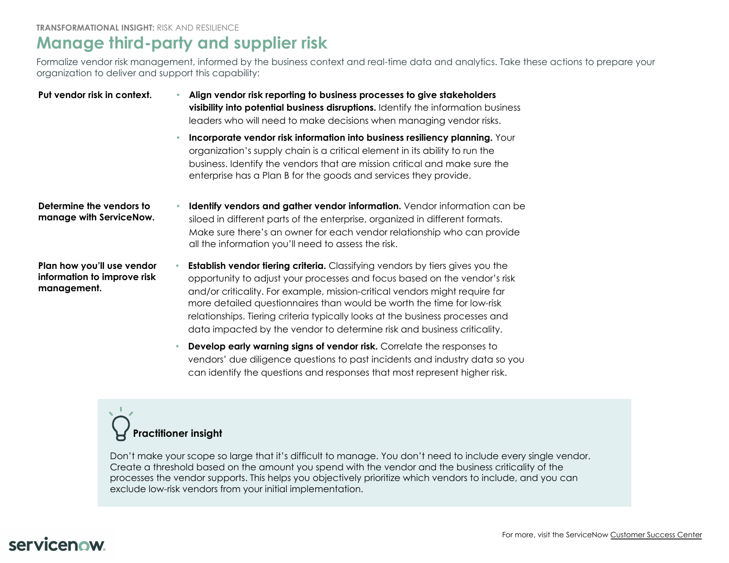**TRANSFORMATIONAL INSIGHT:** RISK AND RESILIENCE

# Manage third-party and supplier risk

Formalize vendor risk management, informed by the business context and real-time data and analytics. Take these actions to prepare your organization to deliver and support this capability:

**Put vendor risk in context.**

- **Align vendor risk reporting to business processes to give stakeholders visibility into potential business disruptions.** Identify the information business leaders who will need to make decisions when managing vendor risks.
- **Incorporate vendor risk information into business resiliency planning.** Your organization's supply chain is a critical element in its ability to run the business. Identify the vendors that are mission critical and make sure the enterprise has a Plan B for the goods and services they provide.

**Determine the vendors to manage with ServiceNow.**

- **Identify vendors and gather vendor information.** Vendor information can be siloed in different parts of the enterprise, organized in different formats. Make sure there's an owner for each vendor relationship who can provide all the information you'll need to assess the risk.

**Plan how you'll use vendor information to improve risk management.**

- **Establish vendor tiering criteria.** Classifying vendors by tiers gives you the opportunity to adjust your processes and focus based on the vendor's risk and/or criticality. For example, mission-critical vendors might require far more detailed questionnaires than would be worth the time for low-risk relationships. Tiering criteria typically looks at the business processes and data impacted by the vendor to determine risk and business criticality.
- **Develop early warning signs of vendor risk.** Correlate the responses to vendors' due diligence questions to past incidents and industry data so you can identify the questions and responses that most represent higher risk.

**Practitioner insight**

Don't make your scope so large that it's difficult to manage. You don't need to include every single vendor. Create a threshold based on the amount you spend with the vendor and the business criticality of the processes the vendor supports. This helps you objectively prioritize which vendors to include, and you can exclude low-risk vendors from your initial implementation.

For more, visit the ServiceNow Customer Success Center